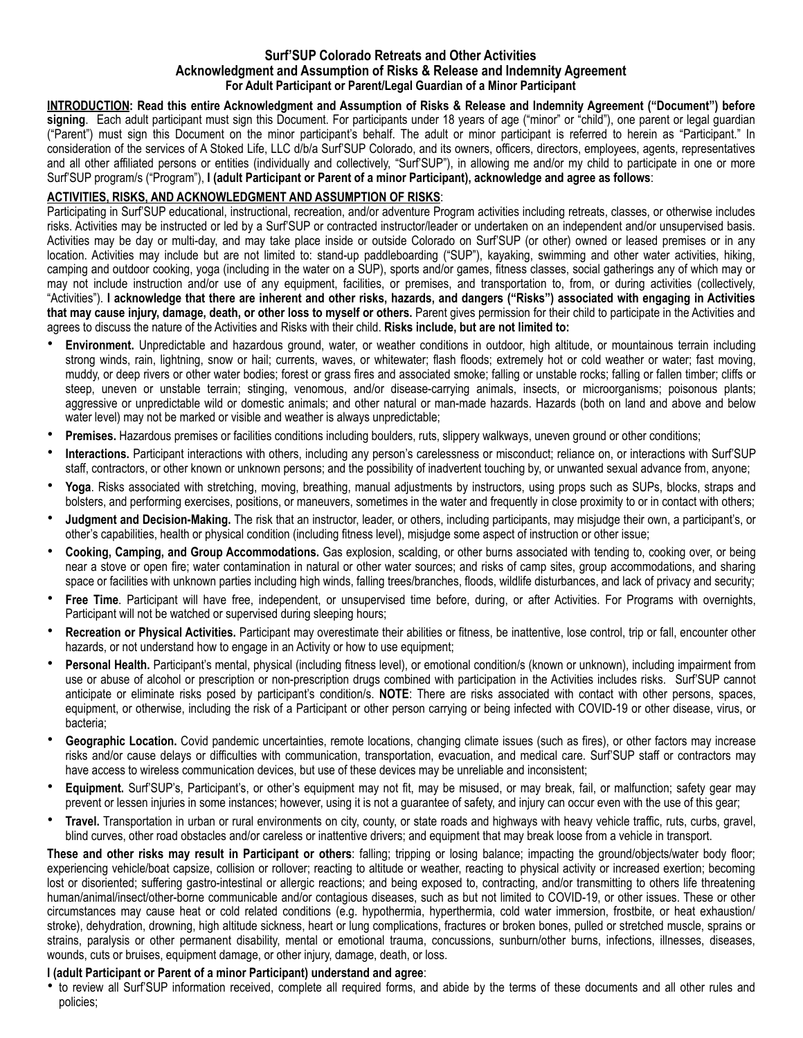# Surf'SUP Colorado Retreats and Other Activities
## Acknowledgment and Assumption of Risks & Release and Indemnity Agreement
### For Adult Participant or Parent/Legal Guardian of a Minor Participant

**INTRODUCTION: Read this entire Acknowledgment and Assumption of Risks & Release and Indemnity Agreement ("Document") before signing**. Each adult participant must sign this Document. For participants under 18 years of age ("minor" or "child"), one parent or legal guardian ("Parent") must sign this Document on the minor participant's behalf. The adult or minor participant is referred to herein as "Participant." In consideration of the services of A Stoked Life, LLC d/b/a Surf'SUP Colorado, and its owners, officers, directors, employees, agents, representatives and all other affiliated persons or entities (individually and collectively, "Surf'SUP"), in allowing me and/or my child to participate in one or more Surf'SUP program/s ("Program"), **I (adult Participant or Parent of a minor Participant), acknowledge and agree as follows**:

**ACTIVITIES, RISKS, AND ACKNOWLEDGMENT AND ASSUMPTION OF RISKS**:

Participating in Surf'SUP educational, instructional, recreation, and/or adventure Program activities including retreats, classes, or otherwise includes risks. Activities may be instructed or led by a Surf'SUP or contracted instructor/leader or undertaken on an independent and/or unsupervised basis. Activities may be day or multi-day, and may take place inside or outside Colorado on Surf'SUP (or other) owned or leased premises or in any location. Activities may include but are not limited to: stand-up paddleboarding ("SUP"), kayaking, swimming and other water activities, hiking, camping and outdoor cooking, yoga (including in the water on a SUP), sports and/or games, fitness classes, social gatherings any of which may or may not include instruction and/or use of any equipment, facilities, or premises, and transportation to, from, or during activities (collectively, "Activities"). **I acknowledge that there are inherent and other risks, hazards, and dangers ("Risks") associated with engaging in Activities that may cause injury, damage, death, or other loss to myself or others.** Parent gives permission for their child to participate in the Activities and agrees to discuss the nature of the Activities and Risks with their child. **Risks include, but are not limited to:**

- **Environment.** Unpredictable and hazardous ground, water, or weather conditions in outdoor, high altitude, or mountainous terrain including strong winds, rain, lightning, snow or hail; currents, waves, or whitewater; flash floods; extremely hot or cold weather or water; fast moving, muddy, or deep rivers or other water bodies; forest or grass fires and associated smoke; falling or unstable rocks; falling or fallen timber; cliffs or steep, uneven or unstable terrain; stinging, venomous, and/or disease-carrying animals, insects, or microorganisms; poisonous plants; aggressive or unpredictable wild or domestic animals; and other natural or man-made hazards. Hazards (both on land and above and below water level) may not be marked or visible and weather is always unpredictable;
- **Premises.** Hazardous premises or facilities conditions including boulders, ruts, slippery walkways, uneven ground or other conditions;
- **Interactions.** Participant interactions with others, including any person's carelessness or misconduct; reliance on, or interactions with Surf'SUP staff, contractors, or other known or unknown persons; and the possibility of inadvertent touching by, or unwanted sexual advance from, anyone;
- **Yoga**. Risks associated with stretching, moving, breathing, manual adjustments by instructors, using props such as SUPs, blocks, straps and bolsters, and performing exercises, positions, or maneuvers, sometimes in the water and frequently in close proximity to or in contact with others;
- **Judgment and Decision-Making.** The risk that an instructor, leader, or others, including participants, may misjudge their own, a participant's, or other's capabilities, health or physical condition (including fitness level), misjudge some aspect of instruction or other issue;
- **Cooking, Camping, and Group Accommodations.** Gas explosion, scalding, or other burns associated with tending to, cooking over, or being near a stove or open fire; water contamination in natural or other water sources; and risks of camp sites, group accommodations, and sharing space or facilities with unknown parties including high winds, falling trees/branches, floods, wildlife disturbances, and lack of privacy and security;
- **Free Time**. Participant will have free, independent, or unsupervised time before, during, or after Activities. For Programs with overnights, Participant will not be watched or supervised during sleeping hours;
- **Recreation or Physical Activities.** Participant may overestimate their abilities or fitness, be inattentive, lose control, trip or fall, encounter other hazards, or not understand how to engage in an Activity or how to use equipment;
- **Personal Health.** Participant's mental, physical (including fitness level), or emotional condition/s (known or unknown), including impairment from use or abuse of alcohol or prescription or non-prescription drugs combined with participation in the Activities includes risks. Surf'SUP cannot anticipate or eliminate risks posed by participant's condition/s. **NOTE**: There are risks associated with contact with other persons, spaces, equipment, or otherwise, including the risk of a Participant or other person carrying or being infected with COVID-19 or other disease, virus, or bacteria;
- **Geographic Location.** Covid pandemic uncertainties, remote locations, changing climate issues (such as fires), or other factors may increase risks and/or cause delays or difficulties with communication, transportation, evacuation, and medical care. Surf'SUP staff or contractors may have access to wireless communication devices, but use of these devices may be unreliable and inconsistent;
- **Equipment.** Surf'SUP's, Participant's, or other's equipment may not fit, may be misused, or may break, fail, or malfunction; safety gear may prevent or lessen injuries in some instances; however, using it is not a guarantee of safety, and injury can occur even with the use of this gear;
- **Travel.** Transportation in urban or rural environments on city, county, or state roads and highways with heavy vehicle traffic, ruts, curbs, gravel, blind curves, other road obstacles and/or careless or inattentive drivers; and equipment that may break loose from a vehicle in transport.

**These and other risks may result in Participant or others**: falling; tripping or losing balance; impacting the ground/objects/water body floor; experiencing vehicle/boat capsize, collision or rollover; reacting to altitude or weather, reacting to physical activity or increased exertion; becoming lost or disoriented; suffering gastro-intestinal or allergic reactions; and being exposed to, contracting, and/or transmitting to others life threatening human/animal/insect/other-borne communicable and/or contagious diseases, such as but not limited to COVID-19, or other issues. These or other circumstances may cause heat or cold related conditions (e.g. hypothermia, hyperthermia, cold water immersion, frostbite, or heat exhaustion/stroke), dehydration, drowning, high altitude sickness, heart or lung complications, fractures or broken bones, pulled or stretched muscle, sprains or strains, paralysis or other permanent disability, mental or emotional trauma, concussions, sunburn/other burns, infections, illnesses, diseases, wounds, cuts or bruises, equipment damage, or other injury, damage, death, or loss.

**I (adult Participant or Parent of a minor Participant) understand and agree**:

- to review all Surf'SUP information received, complete all required forms, and abide by the terms of these documents and all other rules and policies;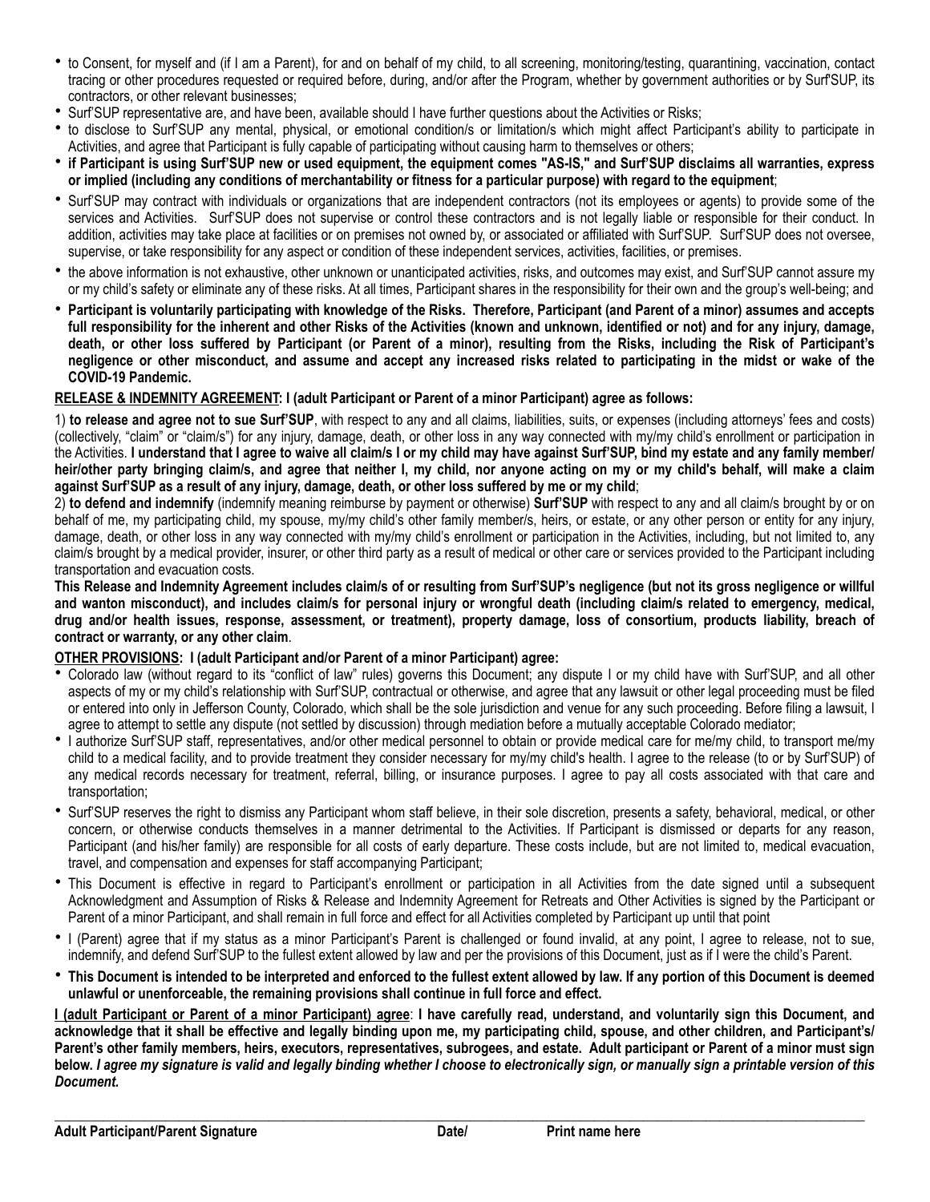- to Consent, for myself and (if I am a Parent), for and on behalf of my child, to all screening, monitoring/testing, quarantining, vaccination, contact tracing or other procedures requested or required before, during, and/or after the Program, whether by government authorities or by Surf'SUP, its contractors, or other relevant businesses;
- Surf'SUP representative are, and have been, available should I have further questions about the Activities or Risks;
- to disclose to Surf'SUP any mental, physical, or emotional condition/s or limitation/s which might affect Participant's ability to participate in Activities, and agree that Participant is fully capable of participating without causing harm to themselves or others;
- **if Participant is using Surf'SUP new or used equipment, the equipment comes "AS-IS," and Surf'SUP disclaims all warranties, express or implied (including any conditions of merchantability or fitness for a particular purpose) with regard to the equipment**;
- Surf'SUP may contract with individuals or organizations that are independent contractors (not its employees or agents) to provide some of the services and Activities. Surf'SUP does not supervise or control these contractors and is not legally liable or responsible for their conduct. In addition, activities may take place at facilities or on premises not owned by, or associated or affiliated with Surf'SUP. Surf'SUP does not oversee, supervise, or take responsibility for any aspect or condition of these independent services, activities, facilities, or premises.
- the above information is not exhaustive, other unknown or unanticipated activities, risks, and outcomes may exist, and Surf'SUP cannot assure my or my child's safety or eliminate any of these risks. At all times, Participant shares in the responsibility for their own and the group's well-being; and
- **Participant is voluntarily participating with knowledge of the Risks. Therefore, Participant (and Parent of a minor) assumes and accepts full responsibility for the inherent and other Risks of the Activities (known and unknown, identified or not) and for any injury, damage, death, or other loss suffered by Participant (or Parent of a minor), resulting from the Risks, including the Risk of Participant's negligence or other misconduct, and assume and accept any increased risks related to participating in the midst or wake of the COVID-19 Pandemic.**

**<u>RELEASE & INDEMNITY AGREEMENT</u>: I (adult Participant or Parent of a minor Participant) agree as follows:**

1) **to release and agree not to sue Surf'SUP**, with respect to any and all claims, liabilities, suits, or expenses (including attorneys' fees and costs) (collectively, "claim" or "claim/s") for any injury, damage, death, or other loss in any way connected with my/my child's enrollment or participation in the Activities. **I understand that I agree to waive all claim/s I or my child may have against Surf'SUP, bind my estate and any family member/heir/other party bringing claim/s, and agree that neither I, my child, nor anyone acting on my or my child's behalf, will make a claim against Surf'SUP as a result of any injury, damage, death, or other loss suffered by me or my child**;

2) **to defend and indemnify** (indemnify meaning reimburse by payment or otherwise) **Surf'SUP** with respect to any and all claim/s brought by or on behalf of me, my participating child, my spouse, my/my child's other family member/s, heirs, or estate, or any other person or entity for any injury, damage, death, or other loss in any way connected with my/my child's enrollment or participation in the Activities, including, but not limited to, any claim/s brought by a medical provider, insurer, or other third party as a result of medical or other care or services provided to the Participant including transportation and evacuation costs.

**This Release and Indemnity Agreement includes claim/s of or resulting from Surf'SUP's negligence (but not its gross negligence or willful and wanton misconduct), and includes claim/s for personal injury or wrongful death (including claim/s related to emergency, medical, drug and/or health issues, response, assessment, or treatment), property damage, loss of consortium, products liability, breach of contract or warranty, or any other claim**.

**<u>OTHER PROVISIONS</u>: I (adult Participant and/or Parent of a minor Participant) agree:**

- Colorado law (without regard to its "conflict of law" rules) governs this Document; any dispute I or my child have with Surf'SUP, and all other aspects of my or my child's relationship with Surf'SUP, contractual or otherwise, and agree that any lawsuit or other legal proceeding must be filed or entered into only in Jefferson County, Colorado, which shall be the sole jurisdiction and venue for any such proceeding. Before filing a lawsuit, I agree to attempt to settle any dispute (not settled by discussion) through mediation before a mutually acceptable Colorado mediator;
- I authorize Surf'SUP staff, representatives, and/or other medical personnel to obtain or provide medical care for me/my child, to transport me/my child to a medical facility, and to provide treatment they consider necessary for my/my child's health. I agree to the release (to or by Surf'SUP) of any medical records necessary for treatment, referral, billing, or insurance purposes. I agree to pay all costs associated with that care and transportation;
- Surf'SUP reserves the right to dismiss any Participant whom staff believe, in their sole discretion, presents a safety, behavioral, medical, or other concern, or otherwise conducts themselves in a manner detrimental to the Activities. If Participant is dismissed or departs for any reason, Participant (and his/her family) are responsible for all costs of early departure. These costs include, but are not limited to, medical evacuation, travel, and compensation and expenses for staff accompanying Participant;
- This Document is effective in regard to Participant's enrollment or participation in all Activities from the date signed until a subsequent Acknowledgment and Assumption of Risks & Release and Indemnity Agreement for Retreats and Other Activities is signed by the Participant or Parent of a minor Participant, and shall remain in full force and effect for all Activities completed by Participant up until that point
- I (Parent) agree that if my status as a minor Participant's Parent is challenged or found invalid, at any point, I agree to release, not to sue, indemnify, and defend Surf'SUP to the fullest extent allowed by law and per the provisions of this Document, just as if I were the child's Parent.
- **This Document is intended to be interpreted and enforced to the fullest extent allowed by law. If any portion of this Document is deemed unlawful or unenforceable, the remaining provisions shall continue in full force and effect.**

**<u>I (adult Participant or Parent of a minor Participant) agree</u>: I have carefully read, understand, and voluntarily sign this Document, and acknowledge that it shall be effective and legally binding upon me, my participating child, spouse, and other children, and Participant's/Parent's other family members, heirs, executors, representatives, subrogees, and estate. Adult participant or Parent of a minor must sign below. *I agree my signature is valid and legally binding whether I choose to electronically sign, or manually sign a printable version of this Document.***

______________________________________________________________________________________________

**Adult Participant/Parent Signature** **Date/** **Print name here**